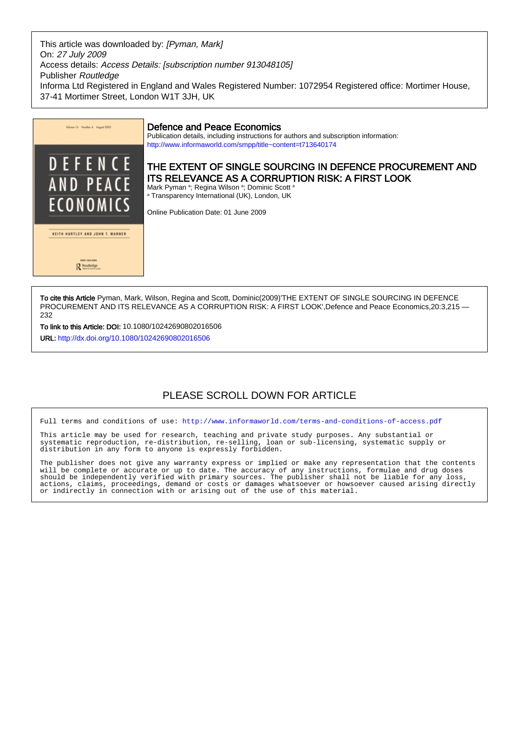This article was downloaded by: *[Pyman, Mark]*
On: *27 July 2009*
Access details: *Access Details: [subscription number 913048105]*
Publisher *Routledge*
Informa Ltd Registered in England and Wales Registered Number: 1072954 Registered office: Mortimer House, 37-41 Mortimer Street, London W1T 3JH, UK

## Defence and Peace Economics

Publication details, including instructions for authors and subscription information:
http://www.informaworld.com/smpp/title~content=t713640174

# THE EXTENT OF SINGLE SOURCING IN DEFENCE PROCUREMENT AND ITS RELEVANCE AS A CORRUPTION RISK: A FIRST LOOK

Mark Pyman [a]; Regina Wilson [a]; Dominic Scott [a]

[a] Transparency International (UK), London, UK

Online Publication Date: 01 June 2009

**To cite this Article** Pyman, Mark, Wilson, Regina and Scott, Dominic(2009)'THE EXTENT OF SINGLE SOURCING IN DEFENCE PROCUREMENT AND ITS RELEVANCE AS A CORRUPTION RISK: A FIRST LOOK',Defence and Peace Economics,20:3,215 — 232

**To link to this Article: DOI:** 10.1080/10242690802016506

**URL:** http://dx.doi.org/10.1080/10242690802016506

PLEASE SCROLL DOWN FOR ARTICLE

Full terms and conditions of use: http://www.informaworld.com/terms-and-conditions-of-access.pdf

This article may be used for research, teaching and private study purposes. Any substantial or systematic reproduction, re-distribution, re-selling, loan or sub-licensing, systematic supply or distribution in any form to anyone is expressly forbidden.

The publisher does not give any warranty express or implied or make any representation that the contents will be complete or accurate or up to date. The accuracy of any instructions, formulae and drug doses should be independently verified with primary sources. The publisher shall not be liable for any loss, actions, claims, proceedings, demand or costs or damages whatsoever or howsoever caused arising directly or indirectly in connection with or arising out of the use of this material.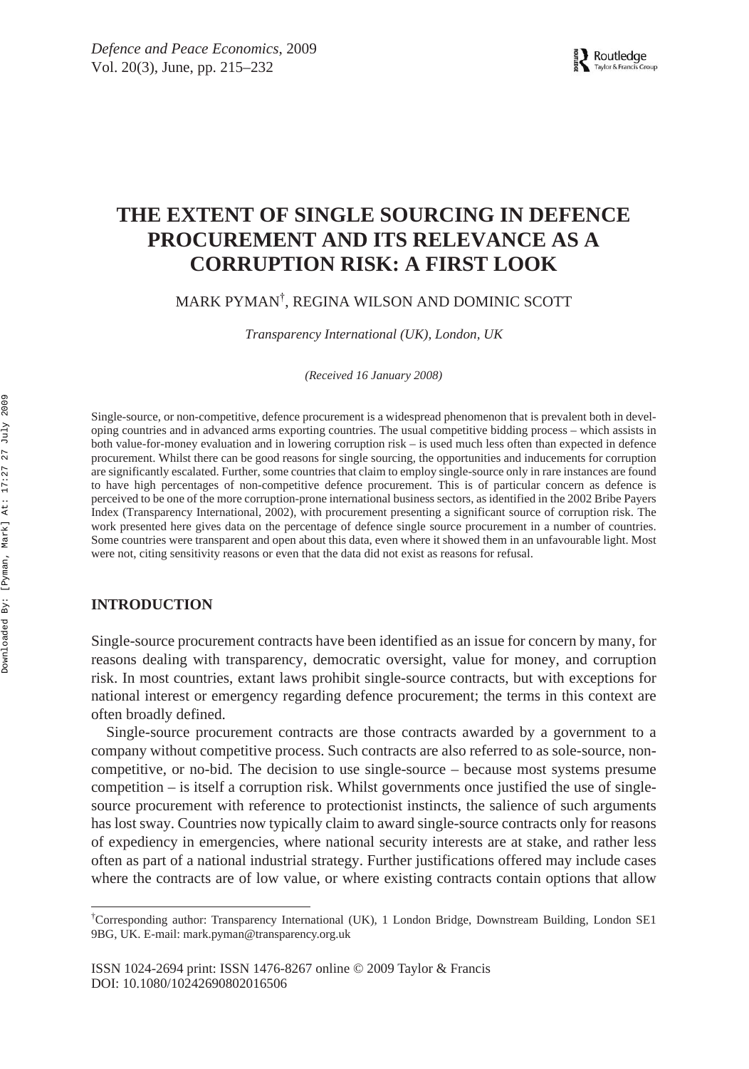# THE EXTENT OF SINGLE SOURCING IN DEFENCE PROCUREMENT AND ITS RELEVANCE AS A CORRUPTION RISK: A FIRST LOOK

MARK PYMAN[†], REGINA WILSON AND DOMINIC SCOTT

*Transparency International (UK), London, UK*

*(Received 16 January 2008)*

Single-source, or non-competitive, defence procurement is a widespread phenomenon that is prevalent both in developing countries and in advanced arms exporting countries. The usual competitive bidding process – which assists in both value-for-money evaluation and in lowering corruption risk – is used much less often than expected in defence procurement. Whilst there can be good reasons for single sourcing, the opportunities and inducements for corruption are significantly escalated. Further, some countries that claim to employ single-source only in rare instances are found to have high percentages of non-competitive defence procurement. This is of particular concern as defence is perceived to be one of the more corruption-prone international business sectors, as identified in the 2002 Bribe Payers Index (Transparency International, 2002), with procurement presenting a significant source of corruption risk. The work presented here gives data on the percentage of defence single source procurement in a number of countries. Some countries were transparent and open about this data, even where it showed them in an unfavourable light. Most were not, citing sensitivity reasons or even that the data did not exist as reasons for refusal.

## INTRODUCTION

Single-source procurement contracts have been identified as an issue for concern by many, for reasons dealing with transparency, democratic oversight, value for money, and corruption risk. In most countries, extant laws prohibit single-source contracts, but with exceptions for national interest or emergency regarding defence procurement; the terms in this context are often broadly defined.

Single-source procurement contracts are those contracts awarded by a government to a company without competitive process. Such contracts are also referred to as sole-source, non-competitive, or no-bid. The decision to use single-source – because most systems presume competition – is itself a corruption risk. Whilst governments once justified the use of single-source procurement with reference to protectionist instincts, the salience of such arguments has lost sway. Countries now typically claim to award single-source contracts only for reasons of expediency in emergencies, where national security interests are at stake, and rather less often as part of a national industrial strategy. Further justifications offered may include cases where the contracts are of low value, or where existing contracts contain options that allow

[†]Corresponding author: Transparency International (UK), 1 London Bridge, Downstream Building, London SE1 9BG, UK. E-mail: mark.pyman@transparency.org.uk

ISSN 1024-2694 print: ISSN 1476-8267 online © 2009 Taylor & Francis
DOI: 10.1080/10242690802016506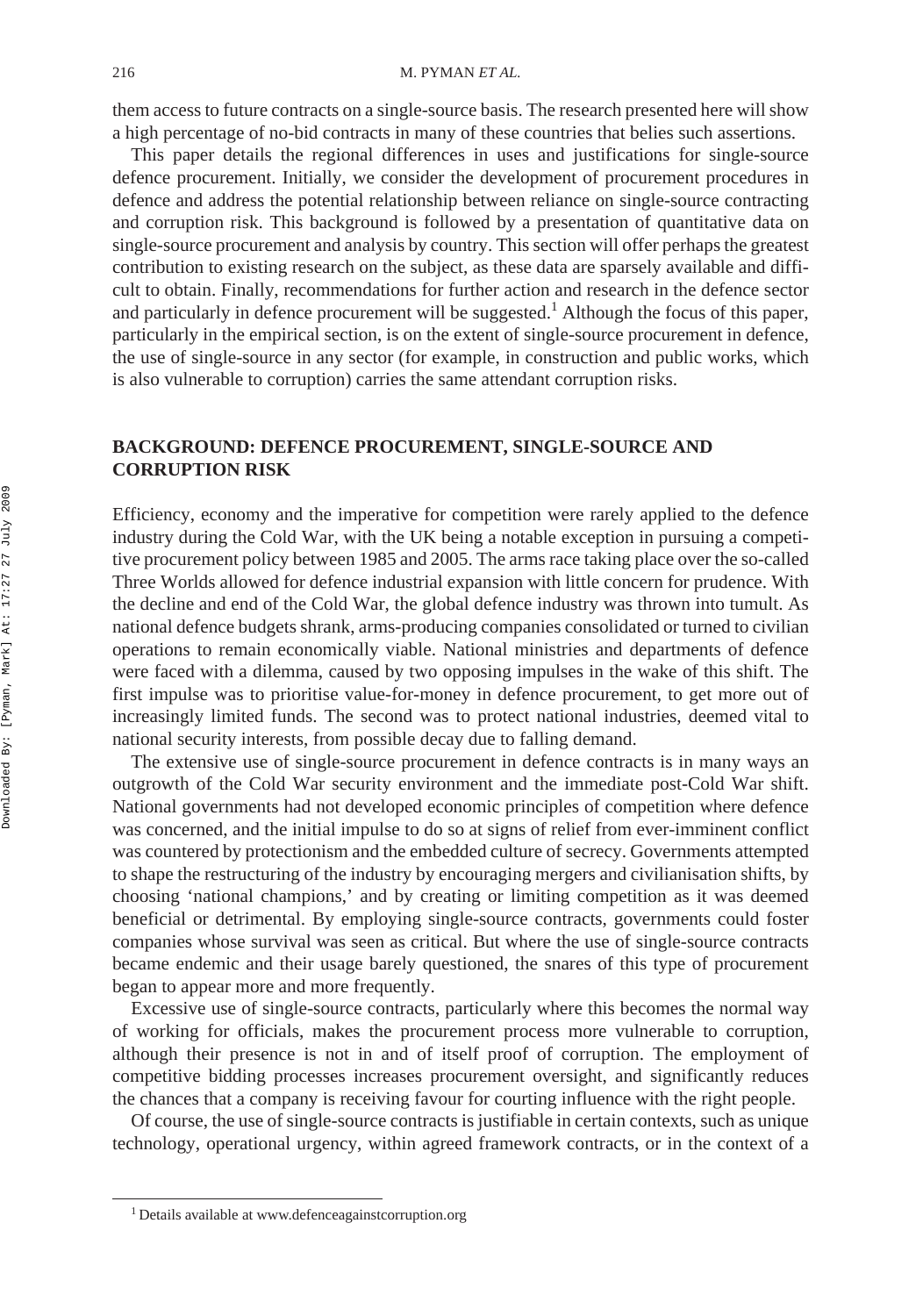them access to future contracts on a single-source basis. The research presented here will show a high percentage of no-bid contracts in many of these countries that belies such assertions.

This paper details the regional differences in uses and justifications for single-source defence procurement. Initially, we consider the development of procurement procedures in defence and address the potential relationship between reliance on single-source contracting and corruption risk. This background is followed by a presentation of quantitative data on single-source procurement and analysis by country. This section will offer perhaps the greatest contribution to existing research on the subject, as these data are sparsely available and difficult to obtain. Finally, recommendations for further action and research in the defence sector and particularly in defence procurement will be suggested.[1] Although the focus of this paper, particularly in the empirical section, is on the extent of single-source procurement in defence, the use of single-source in any sector (for example, in construction and public works, which is also vulnerable to corruption) carries the same attendant corruption risks.

## BACKGROUND: DEFENCE PROCUREMENT, SINGLE-SOURCE AND CORRUPTION RISK

Efficiency, economy and the imperative for competition were rarely applied to the defence industry during the Cold War, with the UK being a notable exception in pursuing a competitive procurement policy between 1985 and 2005. The arms race taking place over the so-called Three Worlds allowed for defence industrial expansion with little concern for prudence. With the decline and end of the Cold War, the global defence industry was thrown into tumult. As national defence budgets shrank, arms-producing companies consolidated or turned to civilian operations to remain economically viable. National ministries and departments of defence were faced with a dilemma, caused by two opposing impulses in the wake of this shift. The first impulse was to prioritise value-for-money in defence procurement, to get more out of increasingly limited funds. The second was to protect national industries, deemed vital to national security interests, from possible decay due to falling demand.

The extensive use of single-source procurement in defence contracts is in many ways an outgrowth of the Cold War security environment and the immediate post-Cold War shift. National governments had not developed economic principles of competition where defence was concerned, and the initial impulse to do so at signs of relief from ever-imminent conflict was countered by protectionism and the embedded culture of secrecy. Governments attempted to shape the restructuring of the industry by encouraging mergers and civilianisation shifts, by choosing 'national champions,' and by creating or limiting competition as it was deemed beneficial or detrimental. By employing single-source contracts, governments could foster companies whose survival was seen as critical. But where the use of single-source contracts became endemic and their usage barely questioned, the snares of this type of procurement began to appear more and more frequently.

Excessive use of single-source contracts, particularly where this becomes the normal way of working for officials, makes the procurement process more vulnerable to corruption, although their presence is not in and of itself proof of corruption. The employment of competitive bidding processes increases procurement oversight, and significantly reduces the chances that a company is receiving favour for courting influence with the right people.

Of course, the use of single-source contracts is justifiable in certain contexts, such as unique technology, operational urgency, within agreed framework contracts, or in the context of a

[1] Details available at www.defenceagainstcorruption.org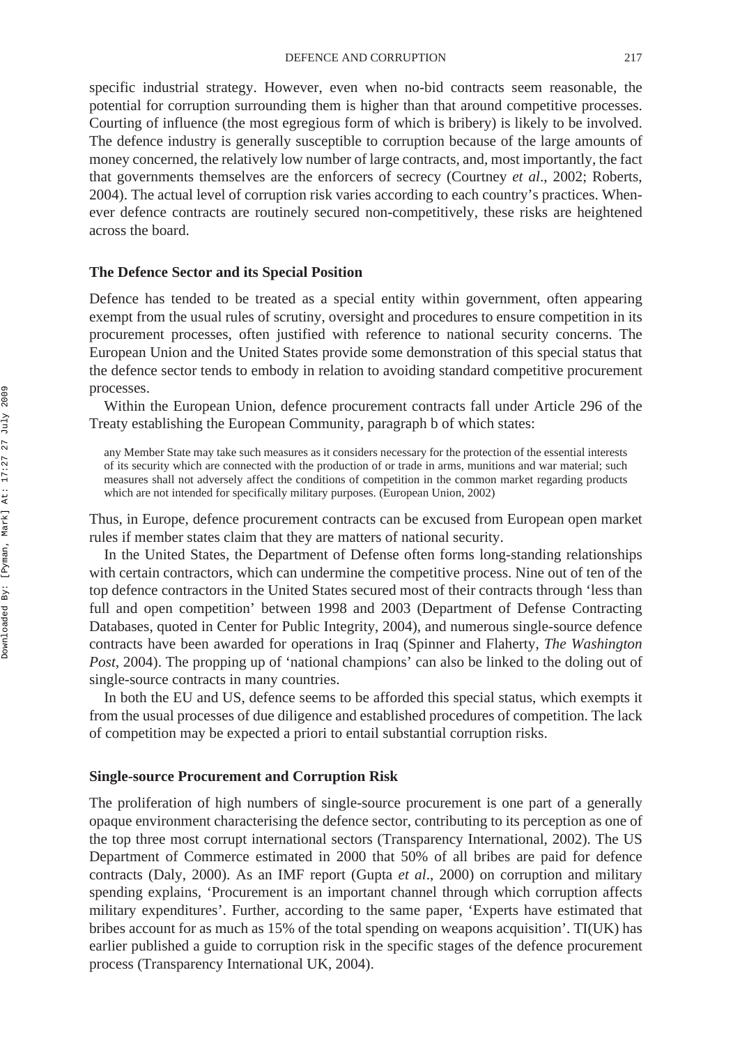specific industrial strategy. However, even when no-bid contracts seem reasonable, the potential for corruption surrounding them is higher than that around competitive processes. Courting of influence (the most egregious form of which is bribery) is likely to be involved. The defence industry is generally susceptible to corruption because of the large amounts of money concerned, the relatively low number of large contracts, and, most importantly, the fact that governments themselves are the enforcers of secrecy (Courtney *et al*., 2002; Roberts, 2004). The actual level of corruption risk varies according to each country's practices. Whenever defence contracts are routinely secured non-competitively, these risks are heightened across the board.

### The Defence Sector and its Special Position

Defence has tended to be treated as a special entity within government, often appearing exempt from the usual rules of scrutiny, oversight and procedures to ensure competition in its procurement processes, often justified with reference to national security concerns. The European Union and the United States provide some demonstration of this special status that the defence sector tends to embody in relation to avoiding standard competitive procurement processes.

Within the European Union, defence procurement contracts fall under Article 296 of the Treaty establishing the European Community, paragraph b of which states:

> any Member State may take such measures as it considers necessary for the protection of the essential interests of its security which are connected with the production of or trade in arms, munitions and war material; such measures shall not adversely affect the conditions of competition in the common market regarding products which are not intended for specifically military purposes. (European Union, 2002)

Thus, in Europe, defence procurement contracts can be excused from European open market rules if member states claim that they are matters of national security.

In the United States, the Department of Defense often forms long-standing relationships with certain contractors, which can undermine the competitive process. Nine out of ten of the top defence contractors in the United States secured most of their contracts through 'less than full and open competition' between 1998 and 2003 (Department of Defense Contracting Databases, quoted in Center for Public Integrity, 2004), and numerous single-source defence contracts have been awarded for operations in Iraq (Spinner and Flaherty, *The Washington Post*, 2004). The propping up of 'national champions' can also be linked to the doling out of single-source contracts in many countries.

In both the EU and US, defence seems to be afforded this special status, which exempts it from the usual processes of due diligence and established procedures of competition. The lack of competition may be expected a priori to entail substantial corruption risks.

### Single-source Procurement and Corruption Risk

The proliferation of high numbers of single-source procurement is one part of a generally opaque environment characterising the defence sector, contributing to its perception as one of the top three most corrupt international sectors (Transparency International, 2002). The US Department of Commerce estimated in 2000 that 50% of all bribes are paid for defence contracts (Daly, 2000). As an IMF report (Gupta *et al*., 2000) on corruption and military spending explains, 'Procurement is an important channel through which corruption affects military expenditures'. Further, according to the same paper, 'Experts have estimated that bribes account for as much as 15% of the total spending on weapons acquisition'. TI(UK) has earlier published a guide to corruption risk in the specific stages of the defence procurement process (Transparency International UK, 2004).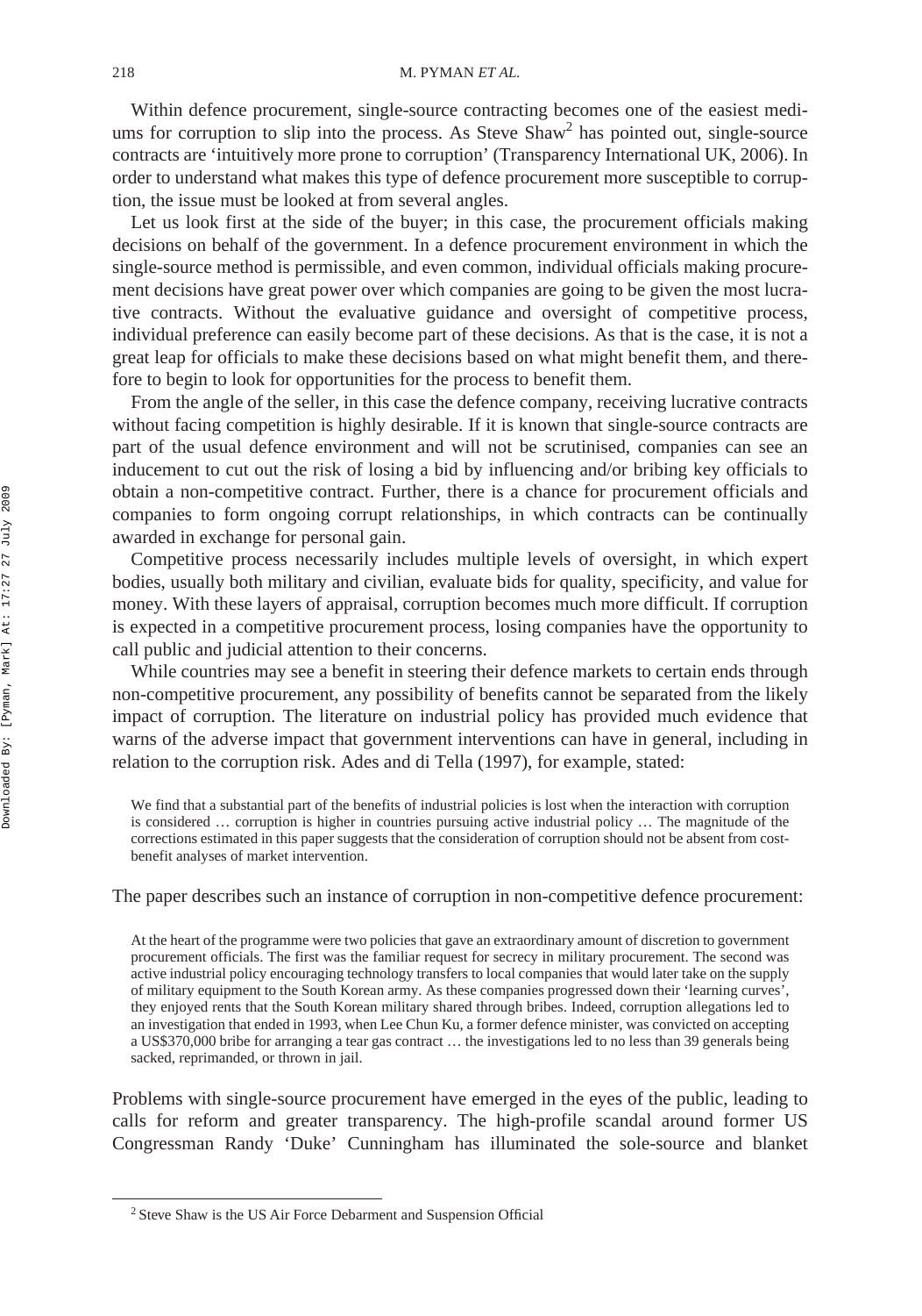Within defence procurement, single-source contracting becomes one of the easiest mediums for corruption to slip into the process. As Steve Shaw[2] has pointed out, single-source contracts are 'intuitively more prone to corruption' (Transparency International UK, 2006). In order to understand what makes this type of defence procurement more susceptible to corruption, the issue must be looked at from several angles.

Let us look first at the side of the buyer; in this case, the procurement officials making decisions on behalf of the government. In a defence procurement environment in which the single-source method is permissible, and even common, individual officials making procurement decisions have great power over which companies are going to be given the most lucrative contracts. Without the evaluative guidance and oversight of competitive process, individual preference can easily become part of these decisions. As that is the case, it is not a great leap for officials to make these decisions based on what might benefit them, and therefore to begin to look for opportunities for the process to benefit them.

From the angle of the seller, in this case the defence company, receiving lucrative contracts without facing competition is highly desirable. If it is known that single-source contracts are part of the usual defence environment and will not be scrutinised, companies can see an inducement to cut out the risk of losing a bid by influencing and/or bribing key officials to obtain a non-competitive contract. Further, there is a chance for procurement officials and companies to form ongoing corrupt relationships, in which contracts can be continually awarded in exchange for personal gain.

Competitive process necessarily includes multiple levels of oversight, in which expert bodies, usually both military and civilian, evaluate bids for quality, specificity, and value for money. With these layers of appraisal, corruption becomes much more difficult. If corruption is expected in a competitive procurement process, losing companies have the opportunity to call public and judicial attention to their concerns.

While countries may see a benefit in steering their defence markets to certain ends through non-competitive procurement, any possibility of benefits cannot be separated from the likely impact of corruption. The literature on industrial policy has provided much evidence that warns of the adverse impact that government interventions can have in general, including in relation to the corruption risk. Ades and di Tella (1997), for example, stated:

> We find that a substantial part of the benefits of industrial policies is lost when the interaction with corruption is considered … corruption is higher in countries pursuing active industrial policy … The magnitude of the corrections estimated in this paper suggests that the consideration of corruption should not be absent from cost-benefit analyses of market intervention.

The paper describes such an instance of corruption in non-competitive defence procurement:

> At the heart of the programme were two policies that gave an extraordinary amount of discretion to government procurement officials. The first was the familiar request for secrecy in military procurement. The second was active industrial policy encouraging technology transfers to local companies that would later take on the supply of military equipment to the South Korean army. As these companies progressed down their 'learning curves', they enjoyed rents that the South Korean military shared through bribes. Indeed, corruption allegations led to an investigation that ended in 1993, when Lee Chun Ku, a former defence minister, was convicted on accepting a US$370,000 bribe for arranging a tear gas contract … the investigations led to no less than 39 generals being sacked, reprimanded, or thrown in jail.

Problems with single-source procurement have emerged in the eyes of the public, leading to calls for reform and greater transparency. The high-profile scandal around former US Congressman Randy 'Duke' Cunningham has illuminated the sole-source and blanket

[2] Steve Shaw is the US Air Force Debarment and Suspension Official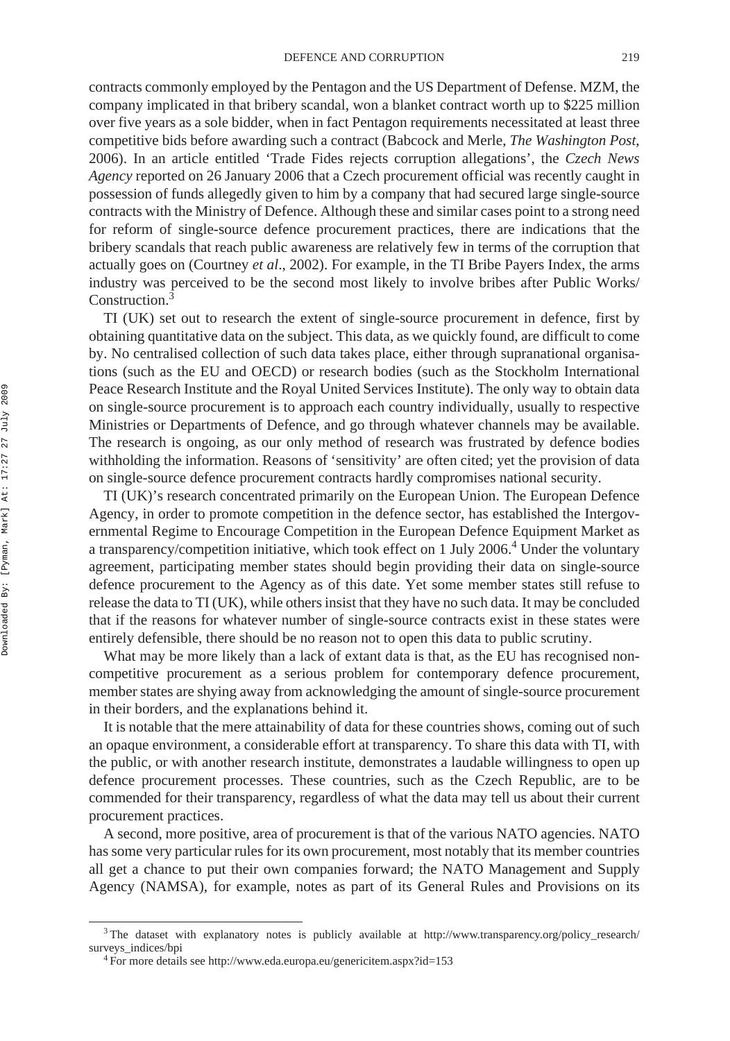contracts commonly employed by the Pentagon and the US Department of Defense. MZM, the company implicated in that bribery scandal, won a blanket contract worth up to $225 million over five years as a sole bidder, when in fact Pentagon requirements necessitated at least three competitive bids before awarding such a contract (Babcock and Merle, *The Washington Post*, 2006). In an article entitled 'Trade Fides rejects corruption allegations', the *Czech News Agency* reported on 26 January 2006 that a Czech procurement official was recently caught in possession of funds allegedly given to him by a company that had secured large single-source contracts with the Ministry of Defence. Although these and similar cases point to a strong need for reform of single-source defence procurement practices, there are indications that the bribery scandals that reach public awareness are relatively few in terms of the corruption that actually goes on (Courtney *et al*., 2002). For example, in the TI Bribe Payers Index, the arms industry was perceived to be the second most likely to involve bribes after Public Works/ Construction.[3]

TI (UK) set out to research the extent of single-source procurement in defence, first by obtaining quantitative data on the subject. This data, as we quickly found, are difficult to come by. No centralised collection of such data takes place, either through supranational organisations (such as the EU and OECD) or research bodies (such as the Stockholm International Peace Research Institute and the Royal United Services Institute). The only way to obtain data on single-source procurement is to approach each country individually, usually to respective Ministries or Departments of Defence, and go through whatever channels may be available. The research is ongoing, as our only method of research was frustrated by defence bodies withholding the information. Reasons of 'sensitivity' are often cited; yet the provision of data on single-source defence procurement contracts hardly compromises national security.

TI (UK)'s research concentrated primarily on the European Union. The European Defence Agency, in order to promote competition in the defence sector, has established the Intergovernmental Regime to Encourage Competition in the European Defence Equipment Market as a transparency/competition initiative, which took effect on 1 July 2006.[4] Under the voluntary agreement, participating member states should begin providing their data on single-source defence procurement to the Agency as of this date. Yet some member states still refuse to release the data to TI (UK), while others insist that they have no such data. It may be concluded that if the reasons for whatever number of single-source contracts exist in these states were entirely defensible, there should be no reason not to open this data to public scrutiny.

What may be more likely than a lack of extant data is that, as the EU has recognised non-competitive procurement as a serious problem for contemporary defence procurement, member states are shying away from acknowledging the amount of single-source procurement in their borders, and the explanations behind it.

It is notable that the mere attainability of data for these countries shows, coming out of such an opaque environment, a considerable effort at transparency. To share this data with TI, with the public, or with another research institute, demonstrates a laudable willingness to open up defence procurement processes. These countries, such as the Czech Republic, are to be commended for their transparency, regardless of what the data may tell us about their current procurement practices.

A second, more positive, area of procurement is that of the various NATO agencies. NATO has some very particular rules for its own procurement, most notably that its member countries all get a chance to put their own companies forward; the NATO Management and Supply Agency (NAMSA), for example, notes as part of its General Rules and Provisions on its

[3] The dataset with explanatory notes is publicly available at http://www.transparency.org/policy_research/surveys_indices/bpi

[4] For more details see http://www.eda.europa.eu/genericitem.aspx?id=153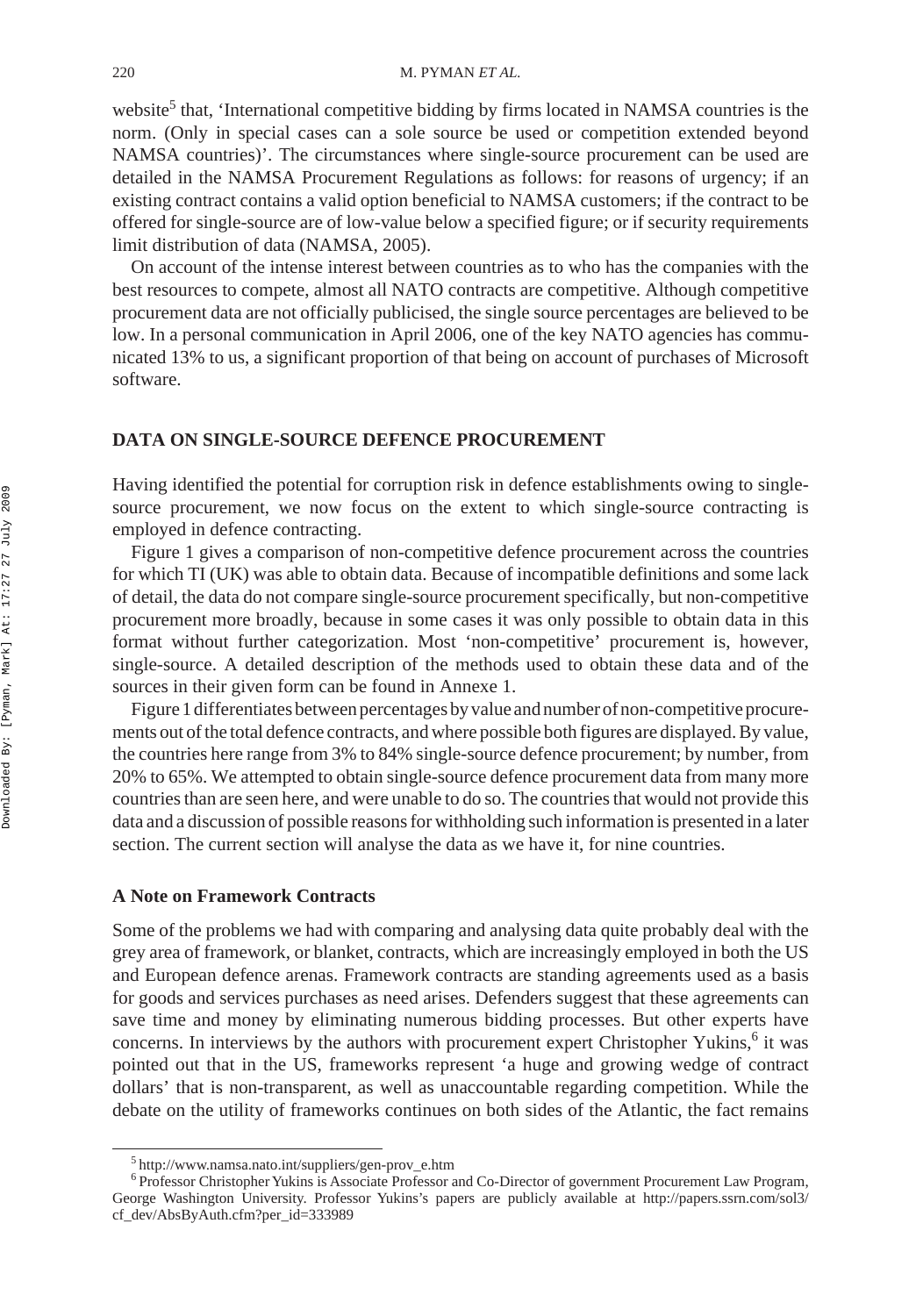website[5] that, 'International competitive bidding by firms located in NAMSA countries is the norm. (Only in special cases can a sole source be used or competition extended beyond NAMSA countries)'. The circumstances where single-source procurement can be used are detailed in the NAMSA Procurement Regulations as follows: for reasons of urgency; if an existing contract contains a valid option beneficial to NAMSA customers; if the contract to be offered for single-source are of low-value below a specified figure; or if security requirements limit distribution of data (NAMSA, 2005).

On account of the intense interest between countries as to who has the companies with the best resources to compete, almost all NATO contracts are competitive. Although competitive procurement data are not officially publicised, the single source percentages are believed to be low. In a personal communication in April 2006, one of the key NATO agencies has communicated 13% to us, a significant proportion of that being on account of purchases of Microsoft software.

## DATA ON SINGLE-SOURCE DEFENCE PROCUREMENT

Having identified the potential for corruption risk in defence establishments owing to single-source procurement, we now focus on the extent to which single-source contracting is employed in defence contracting.

Figure 1 gives a comparison of non-competitive defence procurement across the countries for which TI (UK) was able to obtain data. Because of incompatible definitions and some lack of detail, the data do not compare single-source procurement specifically, but non-competitive procurement more broadly, because in some cases it was only possible to obtain data in this format without further categorization. Most 'non-competitive' procurement is, however, single-source. A detailed description of the methods used to obtain these data and of the sources in their given form can be found in Annexe 1.

Figure 1 differentiates between percentages by value and number of non-competitive procurements out of the total defence contracts, and where possible both figures are displayed. By value, the countries here range from 3% to 84% single-source defence procurement; by number, from 20% to 65%. We attempted to obtain single-source defence procurement data from many more countries than are seen here, and were unable to do so. The countries that would not provide this data and a discussion of possible reasons for withholding such information is presented in a later section. The current section will analyse the data as we have it, for nine countries.

### A Note on Framework Contracts

Some of the problems we had with comparing and analysing data quite probably deal with the grey area of framework, or blanket, contracts, which are increasingly employed in both the US and European defence arenas. Framework contracts are standing agreements used as a basis for goods and services purchases as need arises. Defenders suggest that these agreements can save time and money by eliminating numerous bidding processes. But other experts have concerns. In interviews by the authors with procurement expert Christopher Yukins,[6] it was pointed out that in the US, frameworks represent 'a huge and growing wedge of contract dollars' that is non-transparent, as well as unaccountable regarding competition. While the debate on the utility of frameworks continues on both sides of the Atlantic, the fact remains

---

[5] http://www.namsa.nato.int/suppliers/gen-prov_e.htm

[6] Professor Christopher Yukins is Associate Professor and Co-Director of government Procurement Law Program, George Washington University. Professor Yukins's papers are publicly available at http://papers.ssrn.com/sol3/cf_dev/AbsByAuth.cfm?per_id=333989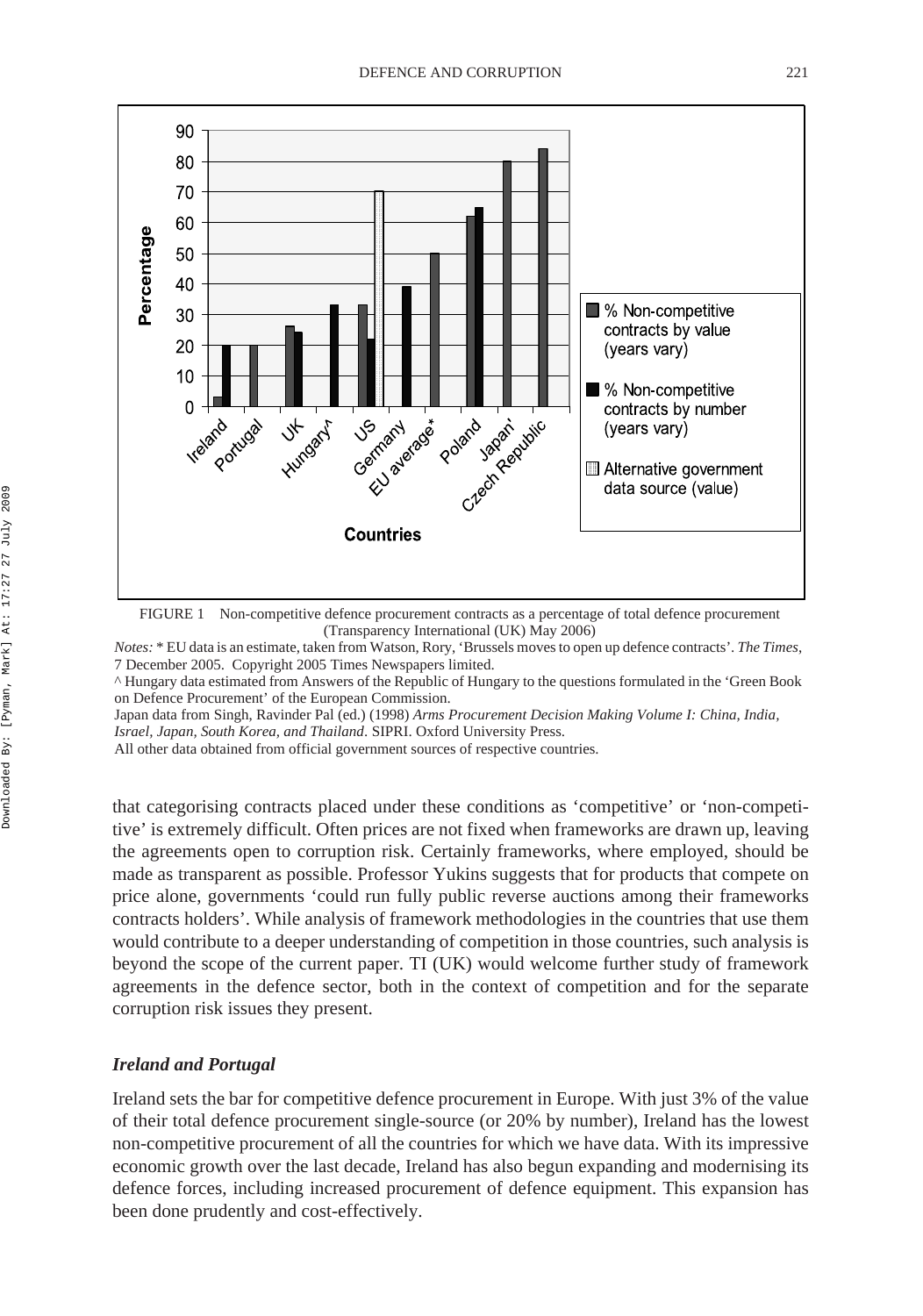FIGURE 1 Non-competitive defence procurement contracts as a percentage of total defence procurement (Transparency International (UK) May 2006)

*Notes:* * EU data is an estimate, taken from Watson, Rory, 'Brussels moves to open up defence contracts'. *The Times*, 7 December 2005. Copyright 2005 Times Newspapers limited.

^ Hungary data estimated from Answers of the Republic of Hungary to the questions formulated in the 'Green Book on Defence Procurement' of the European Commission.

Japan data from Singh, Ravinder Pal (ed.) (1998) *Arms Procurement Decision Making Volume I: China, India, Israel, Japan, South Korea, and Thailand*. SIPRI. Oxford University Press.

All other data obtained from official government sources of respective countries.

that categorising contracts placed under these conditions as 'competitive' or 'non-competitive' is extremely difficult. Often prices are not fixed when frameworks are drawn up, leaving the agreements open to corruption risk. Certainly frameworks, where employed, should be made as transparent as possible. Professor Yukins suggests that for products that compete on price alone, governments 'could run fully public reverse auctions among their frameworks contracts holders'. While analysis of framework methodologies in the countries that use them would contribute to a deeper understanding of competition in those countries, such analysis is beyond the scope of the current paper. TI (UK) would welcome further study of framework agreements in the defence sector, both in the context of competition and for the separate corruption risk issues they present.

### *Ireland and Portugal*

Ireland sets the bar for competitive defence procurement in Europe. With just 3% of the value of their total defence procurement single-source (or 20% by number), Ireland has the lowest non-competitive procurement of all the countries for which we have data. With its impressive economic growth over the last decade, Ireland has also begun expanding and modernising its defence forces, including increased procurement of defence equipment. This expansion has been done prudently and cost-effectively.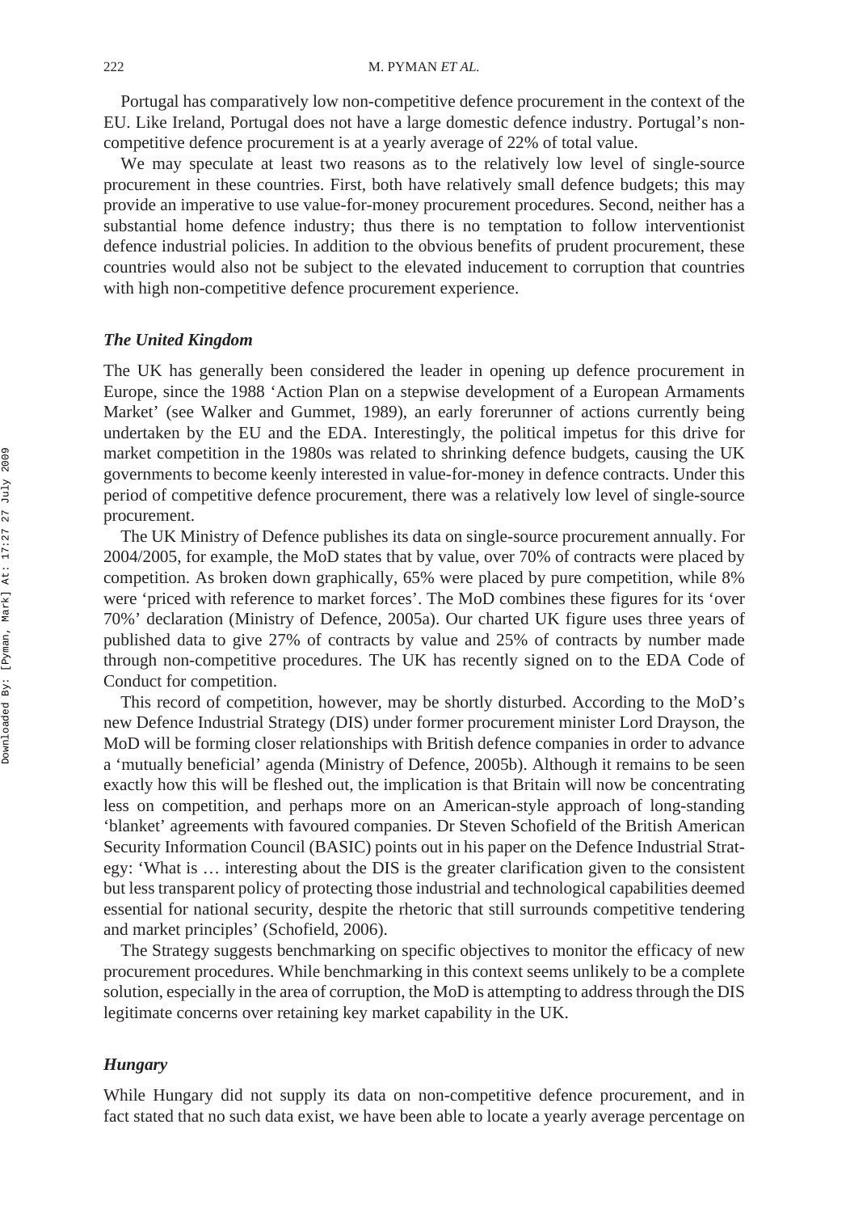Portugal has comparatively low non-competitive defence procurement in the context of the EU. Like Ireland, Portugal does not have a large domestic defence industry. Portugal's non-competitive defence procurement is at a yearly average of 22% of total value.

We may speculate at least two reasons as to the relatively low level of single-source procurement in these countries. First, both have relatively small defence budgets; this may provide an imperative to use value-for-money procurement procedures. Second, neither has a substantial home defence industry; thus there is no temptation to follow interventionist defence industrial policies. In addition to the obvious benefits of prudent procurement, these countries would also not be subject to the elevated inducement to corruption that countries with high non-competitive defence procurement experience.

### *The United Kingdom*

The UK has generally been considered the leader in opening up defence procurement in Europe, since the 1988 'Action Plan on a stepwise development of a European Armaments Market' (see Walker and Gummet, 1989), an early forerunner of actions currently being undertaken by the EU and the EDA. Interestingly, the political impetus for this drive for market competition in the 1980s was related to shrinking defence budgets, causing the UK governments to become keenly interested in value-for-money in defence contracts. Under this period of competitive defence procurement, there was a relatively low level of single-source procurement.

The UK Ministry of Defence publishes its data on single-source procurement annually. For 2004/2005, for example, the MoD states that by value, over 70% of contracts were placed by competition. As broken down graphically, 65% were placed by pure competition, while 8% were 'priced with reference to market forces'. The MoD combines these figures for its 'over 70%' declaration (Ministry of Defence, 2005a). Our charted UK figure uses three years of published data to give 27% of contracts by value and 25% of contracts by number made through non-competitive procedures. The UK has recently signed on to the EDA Code of Conduct for competition.

This record of competition, however, may be shortly disturbed. According to the MoD's new Defence Industrial Strategy (DIS) under former procurement minister Lord Drayson, the MoD will be forming closer relationships with British defence companies in order to advance a 'mutually beneficial' agenda (Ministry of Defence, 2005b). Although it remains to be seen exactly how this will be fleshed out, the implication is that Britain will now be concentrating less on competition, and perhaps more on an American-style approach of long-standing 'blanket' agreements with favoured companies. Dr Steven Schofield of the British American Security Information Council (BASIC) points out in his paper on the Defence Industrial Strategy: 'What is … interesting about the DIS is the greater clarification given to the consistent but less transparent policy of protecting those industrial and technological capabilities deemed essential for national security, despite the rhetoric that still surrounds competitive tendering and market principles' (Schofield, 2006).

The Strategy suggests benchmarking on specific objectives to monitor the efficacy of new procurement procedures. While benchmarking in this context seems unlikely to be a complete solution, especially in the area of corruption, the MoD is attempting to address through the DIS legitimate concerns over retaining key market capability in the UK.

### *Hungary*

While Hungary did not supply its data on non-competitive defence procurement, and in fact stated that no such data exist, we have been able to locate a yearly average percentage on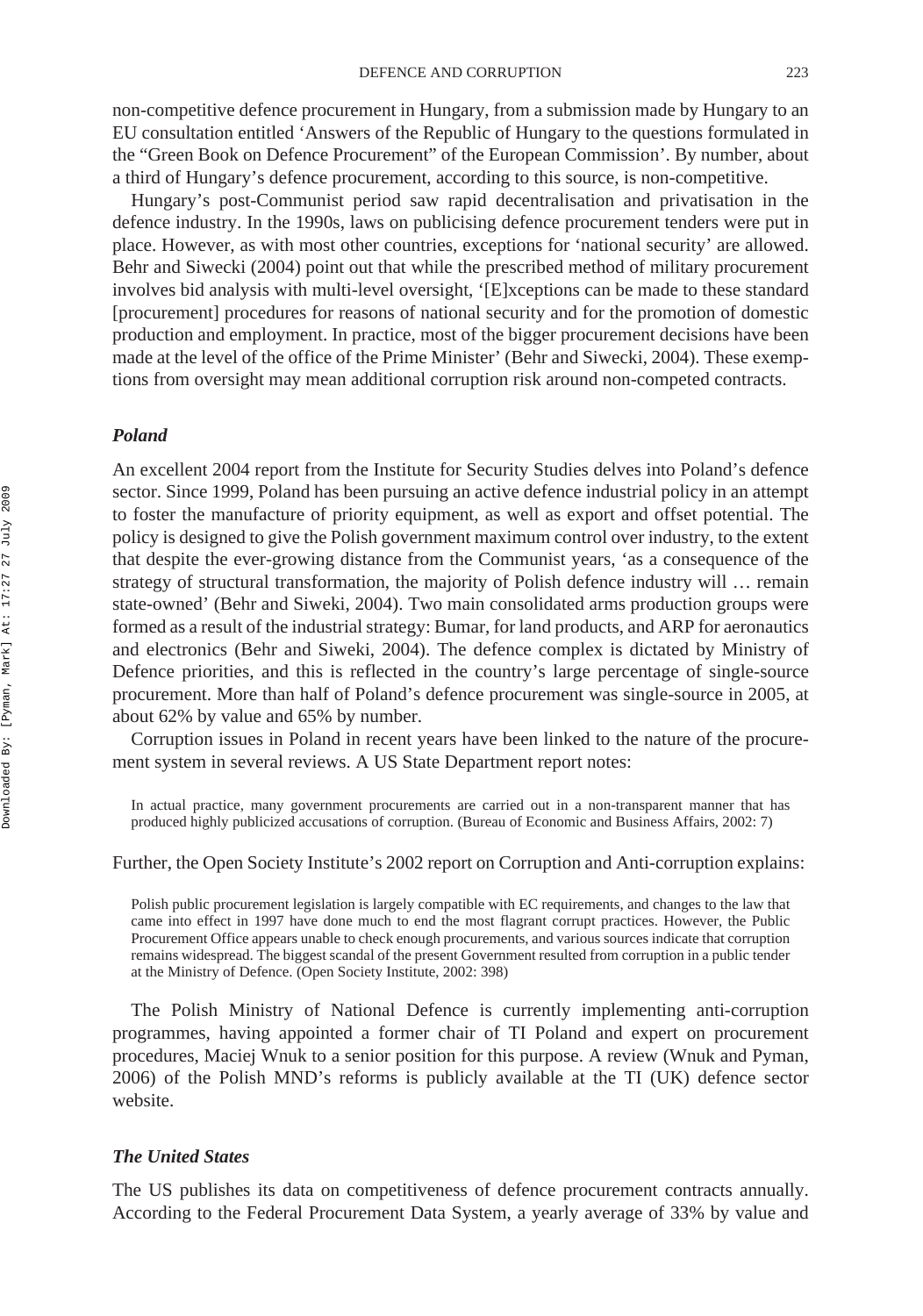non-competitive defence procurement in Hungary, from a submission made by Hungary to an EU consultation entitled 'Answers of the Republic of Hungary to the questions formulated in the "Green Book on Defence Procurement" of the European Commission'. By number, about a third of Hungary's defence procurement, according to this source, is non-competitive.

Hungary's post-Communist period saw rapid decentralisation and privatisation in the defence industry. In the 1990s, laws on publicising defence procurement tenders were put in place. However, as with most other countries, exceptions for 'national security' are allowed. Behr and Siwecki (2004) point out that while the prescribed method of military procurement involves bid analysis with multi-level oversight, '[E]xceptions can be made to these standard [procurement] procedures for reasons of national security and for the promotion of domestic production and employment. In practice, most of the bigger procurement decisions have been made at the level of the office of the Prime Minister' (Behr and Siwecki, 2004). These exemptions from oversight may mean additional corruption risk around non-competed contracts.

### *Poland*

An excellent 2004 report from the Institute for Security Studies delves into Poland's defence sector. Since 1999, Poland has been pursuing an active defence industrial policy in an attempt to foster the manufacture of priority equipment, as well as export and offset potential. The policy is designed to give the Polish government maximum control over industry, to the extent that despite the ever-growing distance from the Communist years, 'as a consequence of the strategy of structural transformation, the majority of Polish defence industry will … remain state-owned' (Behr and Siweki, 2004). Two main consolidated arms production groups were formed as a result of the industrial strategy: Bumar, for land products, and ARP for aeronautics and electronics (Behr and Siweki, 2004). The defence complex is dictated by Ministry of Defence priorities, and this is reflected in the country's large percentage of single-source procurement. More than half of Poland's defence procurement was single-source in 2005, at about 62% by value and 65% by number.

Corruption issues in Poland in recent years have been linked to the nature of the procurement system in several reviews. A US State Department report notes:

> In actual practice, many government procurements are carried out in a non-transparent manner that has produced highly publicized accusations of corruption. (Bureau of Economic and Business Affairs, 2002: 7)

Further, the Open Society Institute's 2002 report on Corruption and Anti-corruption explains:

> Polish public procurement legislation is largely compatible with EC requirements, and changes to the law that came into effect in 1997 have done much to end the most flagrant corrupt practices. However, the Public Procurement Office appears unable to check enough procurements, and various sources indicate that corruption remains widespread. The biggest scandal of the present Government resulted from corruption in a public tender at the Ministry of Defence. (Open Society Institute, 2002: 398)

The Polish Ministry of National Defence is currently implementing anti-corruption programmes, having appointed a former chair of TI Poland and expert on procurement procedures, Maciej Wnuk to a senior position for this purpose. A review (Wnuk and Pyman, 2006) of the Polish MND's reforms is publicly available at the TI (UK) defence sector website.

### *The United States*

The US publishes its data on competitiveness of defence procurement contracts annually. According to the Federal Procurement Data System, a yearly average of 33% by value and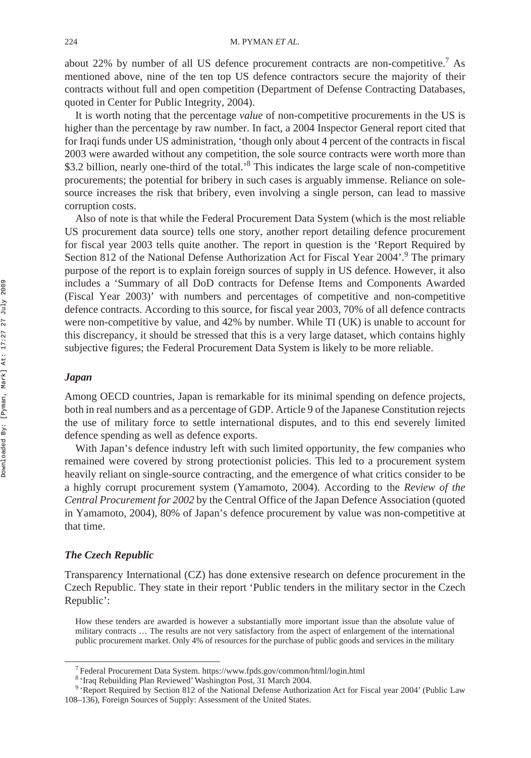about 22% by number of all US defence procurement contracts are non-competitive.[7] As mentioned above, nine of the ten top US defence contractors secure the majority of their contracts without full and open competition (Department of Defense Contracting Databases, quoted in Center for Public Integrity, 2004).

It is worth noting that the percentage *value* of non-competitive procurements in the US is higher than the percentage by raw number. In fact, a 2004 Inspector General report cited that for Iraqi funds under US administration, 'though only about 4 percent of the contracts in fiscal 2003 were awarded without any competition, the sole source contracts were worth more than \$3.2 billion, nearly one-third of the total.'[8] This indicates the large scale of non-competitive procurements; the potential for bribery in such cases is arguably immense. Reliance on sole-source increases the risk that bribery, even involving a single person, can lead to massive corruption costs.

Also of note is that while the Federal Procurement Data System (which is the most reliable US procurement data source) tells one story, another report detailing defence procurement for fiscal year 2003 tells quite another. The report in question is the 'Report Required by Section 812 of the National Defense Authorization Act for Fiscal Year 2004'.[9] The primary purpose of the report is to explain foreign sources of supply in US defence. However, it also includes a 'Summary of all DoD contracts for Defense Items and Components Awarded (Fiscal Year 2003)' with numbers and percentages of competitive and non-competitive defence contracts. According to this source, for fiscal year 2003, 70% of all defence contracts were non-competitive by value, and 42% by number. While TI (UK) is unable to account for this discrepancy, it should be stressed that this is a very large dataset, which contains highly subjective figures; the Federal Procurement Data System is likely to be more reliable.

### *Japan*

Among OECD countries, Japan is remarkable for its minimal spending on defence projects, both in real numbers and as a percentage of GDP. Article 9 of the Japanese Constitution rejects the use of military force to settle international disputes, and to this end severely limited defence spending as well as defence exports.

With Japan's defence industry left with such limited opportunity, the few companies who remained were covered by strong protectionist policies. This led to a procurement system heavily reliant on single-source contracting, and the emergence of what critics consider to be a highly corrupt procurement system (Yamamoto, 2004). According to the *Review of the Central Procurement for 2002* by the Central Office of the Japan Defence Association (quoted in Yamamoto, 2004), 80% of Japan's defence procurement by value was non-competitive at that time.

### *The Czech Republic*

Transparency International (CZ) has done extensive research on defence procurement in the Czech Republic. They state in their report 'Public tenders in the military sector in the Czech Republic':

> How these tenders are awarded is however a substantially more important issue than the absolute value of military contracts … The results are not very satisfactory from the aspect of enlargement of the international public procurement market. Only 4% of resources for the purchase of public goods and services in the military

[7] Federal Procurement Data System. https://www.fpds.gov/common/html/login.html

[8] 'Iraq Rebuilding Plan Reviewed' Washington Post, 31 March 2004.

[9] 'Report Required by Section 812 of the National Defense Authorization Act for Fiscal year 2004' (Public Law 108–136), Foreign Sources of Supply: Assessment of the United States.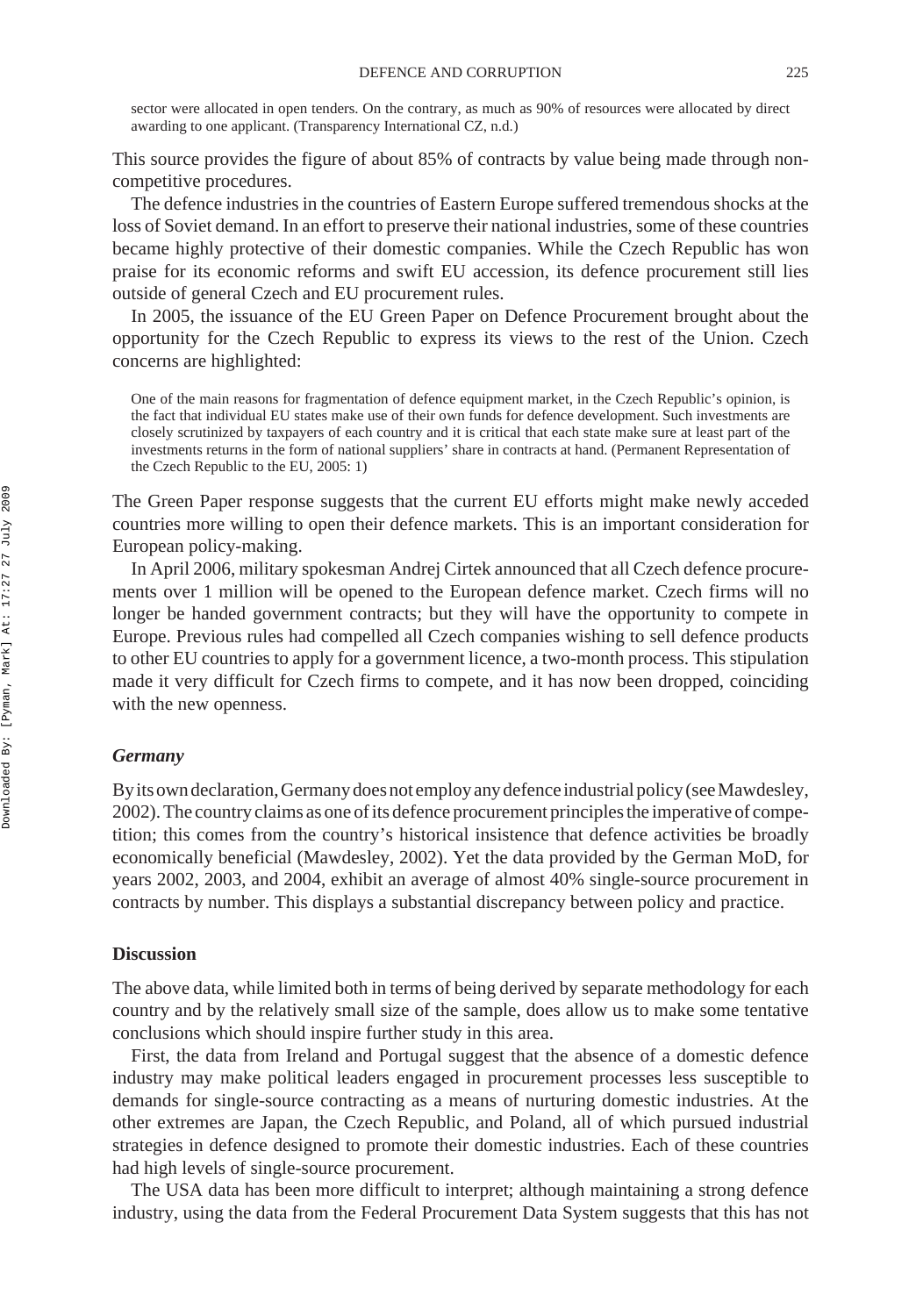sector were allocated in open tenders. On the contrary, as much as 90% of resources were allocated by direct awarding to one applicant. (Transparency International CZ, n.d.)

This source provides the figure of about 85% of contracts by value being made through non-competitive procedures.

The defence industries in the countries of Eastern Europe suffered tremendous shocks at the loss of Soviet demand. In an effort to preserve their national industries, some of these countries became highly protective of their domestic companies. While the Czech Republic has won praise for its economic reforms and swift EU accession, its defence procurement still lies outside of general Czech and EU procurement rules.

In 2005, the issuance of the EU Green Paper on Defence Procurement brought about the opportunity for the Czech Republic to express its views to the rest of the Union. Czech concerns are highlighted:

> One of the main reasons for fragmentation of defence equipment market, in the Czech Republic's opinion, is the fact that individual EU states make use of their own funds for defence development. Such investments are closely scrutinized by taxpayers of each country and it is critical that each state make sure at least part of the investments returns in the form of national suppliers' share in contracts at hand. (Permanent Representation of the Czech Republic to the EU, 2005: 1)

The Green Paper response suggests that the current EU efforts might make newly acceded countries more willing to open their defence markets. This is an important consideration for European policy-making.

In April 2006, military spokesman Andrej Cirtek announced that all Czech defence procurements over 1 million will be opened to the European defence market. Czech firms will no longer be handed government contracts; but they will have the opportunity to compete in Europe. Previous rules had compelled all Czech companies wishing to sell defence products to other EU countries to apply for a government licence, a two-month process. This stipulation made it very difficult for Czech firms to compete, and it has now been dropped, coinciding with the new openness.

### *Germany*

By its own declaration, Germany does not employ any defence industrial policy (see Mawdesley, 2002). The country claims as one of its defence procurement principles the imperative of competition; this comes from the country's historical insistence that defence activities be broadly economically beneficial (Mawdesley, 2002). Yet the data provided by the German MoD, for years 2002, 2003, and 2004, exhibit an average of almost 40% single-source procurement in contracts by number. This displays a substantial discrepancy between policy and practice.

## Discussion

The above data, while limited both in terms of being derived by separate methodology for each country and by the relatively small size of the sample, does allow us to make some tentative conclusions which should inspire further study in this area.

First, the data from Ireland and Portugal suggest that the absence of a domestic defence industry may make political leaders engaged in procurement processes less susceptible to demands for single-source contracting as a means of nurturing domestic industries. At the other extremes are Japan, the Czech Republic, and Poland, all of which pursued industrial strategies in defence designed to promote their domestic industries. Each of these countries had high levels of single-source procurement.

The USA data has been more difficult to interpret; although maintaining a strong defence industry, using the data from the Federal Procurement Data System suggests that this has not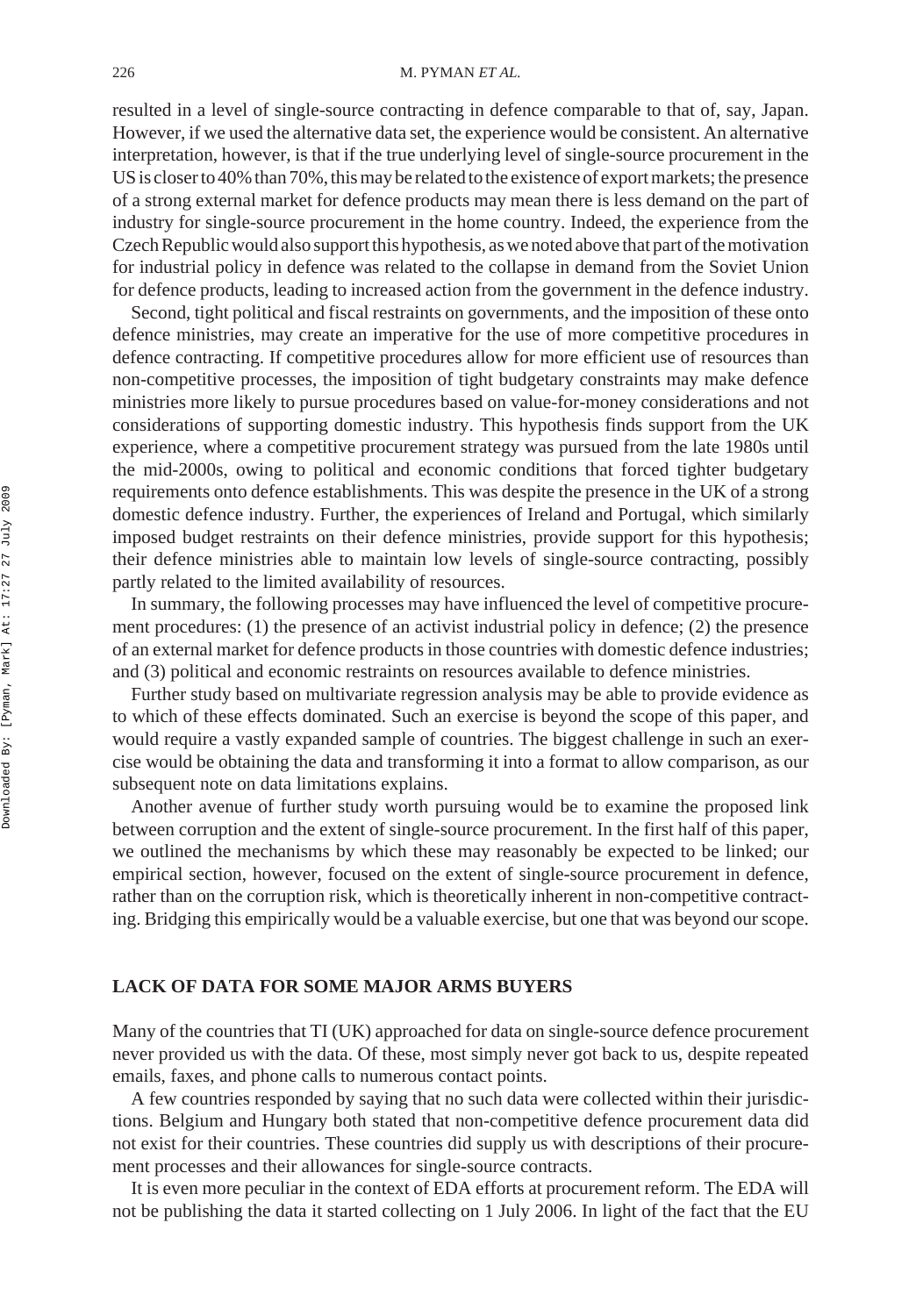resulted in a level of single-source contracting in defence comparable to that of, say, Japan. However, if we used the alternative data set, the experience would be consistent. An alternative interpretation, however, is that if the true underlying level of single-source procurement in the US is closer to 40% than 70%, this may be related to the existence of export markets; the presence of a strong external market for defence products may mean there is less demand on the part of industry for single-source procurement in the home country. Indeed, the experience from the Czech Republic would also support this hypothesis, as we noted above that part of the motivation for industrial policy in defence was related to the collapse in demand from the Soviet Union for defence products, leading to increased action from the government in the defence industry.

Second, tight political and fiscal restraints on governments, and the imposition of these onto defence ministries, may create an imperative for the use of more competitive procedures in defence contracting. If competitive procedures allow for more efficient use of resources than non-competitive processes, the imposition of tight budgetary constraints may make defence ministries more likely to pursue procedures based on value-for-money considerations and not considerations of supporting domestic industry. This hypothesis finds support from the UK experience, where a competitive procurement strategy was pursued from the late 1980s until the mid-2000s, owing to political and economic conditions that forced tighter budgetary requirements onto defence establishments. This was despite the presence in the UK of a strong domestic defence industry. Further, the experiences of Ireland and Portugal, which similarly imposed budget restraints on their defence ministries, provide support for this hypothesis; their defence ministries able to maintain low levels of single-source contracting, possibly partly related to the limited availability of resources.

In summary, the following processes may have influenced the level of competitive procurement procedures: (1) the presence of an activist industrial policy in defence; (2) the presence of an external market for defence products in those countries with domestic defence industries; and (3) political and economic restraints on resources available to defence ministries.

Further study based on multivariate regression analysis may be able to provide evidence as to which of these effects dominated. Such an exercise is beyond the scope of this paper, and would require a vastly expanded sample of countries. The biggest challenge in such an exercise would be obtaining the data and transforming it into a format to allow comparison, as our subsequent note on data limitations explains.

Another avenue of further study worth pursuing would be to examine the proposed link between corruption and the extent of single-source procurement. In the first half of this paper, we outlined the mechanisms by which these may reasonably be expected to be linked; our empirical section, however, focused on the extent of single-source procurement in defence, rather than on the corruption risk, which is theoretically inherent in non-competitive contracting. Bridging this empirically would be a valuable exercise, but one that was beyond our scope.

## LACK OF DATA FOR SOME MAJOR ARMS BUYERS

Many of the countries that TI (UK) approached for data on single-source defence procurement never provided us with the data. Of these, most simply never got back to us, despite repeated emails, faxes, and phone calls to numerous contact points.

A few countries responded by saying that no such data were collected within their jurisdictions. Belgium and Hungary both stated that non-competitive defence procurement data did not exist for their countries. These countries did supply us with descriptions of their procurement processes and their allowances for single-source contracts.

It is even more peculiar in the context of EDA efforts at procurement reform. The EDA will not be publishing the data it started collecting on 1 July 2006. In light of the fact that the EU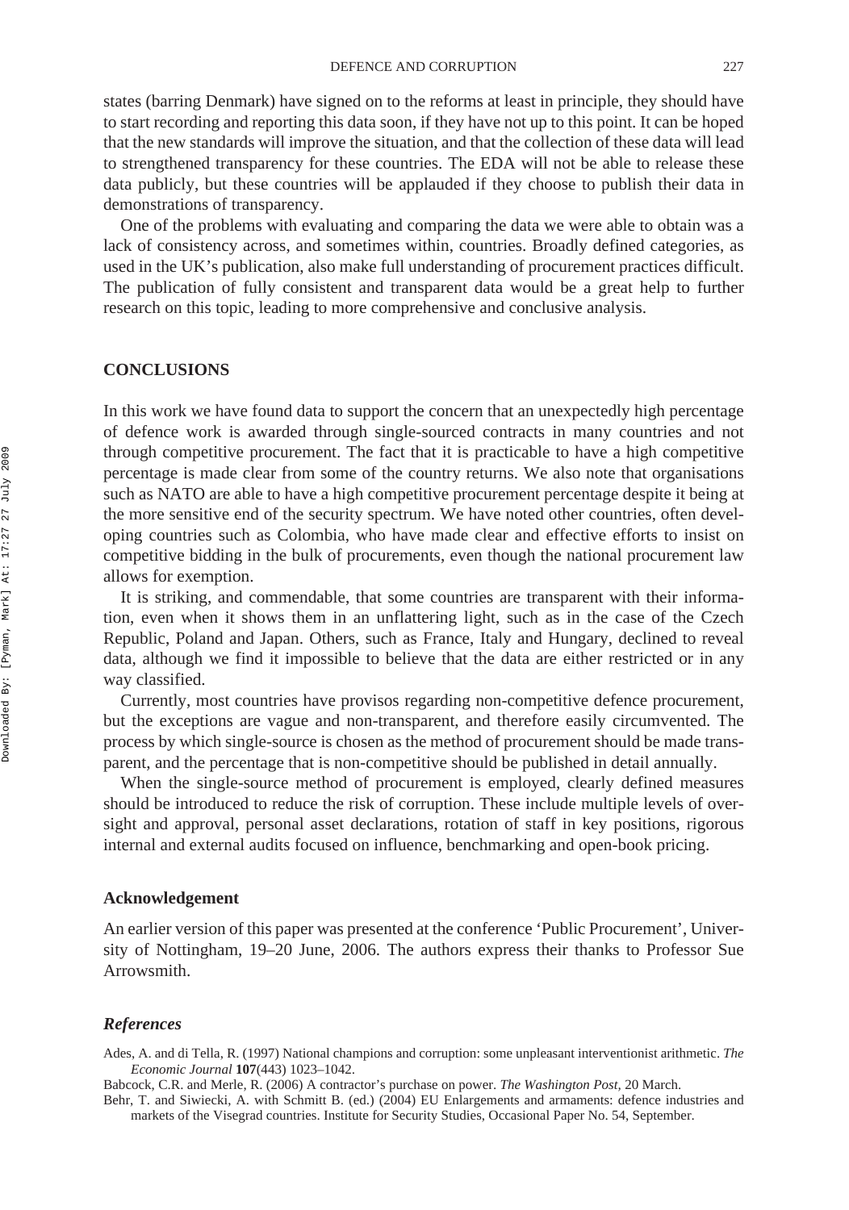states (barring Denmark) have signed on to the reforms at least in principle, they should have to start recording and reporting this data soon, if they have not up to this point. It can be hoped that the new standards will improve the situation, and that the collection of these data will lead to strengthened transparency for these countries. The EDA will not be able to release these data publicly, but these countries will be applauded if they choose to publish their data in demonstrations of transparency.

One of the problems with evaluating and comparing the data we were able to obtain was a lack of consistency across, and sometimes within, countries. Broadly defined categories, as used in the UK's publication, also make full understanding of procurement practices difficult. The publication of fully consistent and transparent data would be a great help to further research on this topic, leading to more comprehensive and conclusive analysis.

## CONCLUSIONS

In this work we have found data to support the concern that an unexpectedly high percentage of defence work is awarded through single-sourced contracts in many countries and not through competitive procurement. The fact that it is practicable to have a high competitive percentage is made clear from some of the country returns. We also note that organisations such as NATO are able to have a high competitive procurement percentage despite it being at the more sensitive end of the security spectrum. We have noted other countries, often developing countries such as Colombia, who have made clear and effective efforts to insist on competitive bidding in the bulk of procurements, even though the national procurement law allows for exemption.

It is striking, and commendable, that some countries are transparent with their information, even when it shows them in an unflattering light, such as in the case of the Czech Republic, Poland and Japan. Others, such as France, Italy and Hungary, declined to reveal data, although we find it impossible to believe that the data are either restricted or in any way classified.

Currently, most countries have provisos regarding non-competitive defence procurement, but the exceptions are vague and non-transparent, and therefore easily circumvented. The process by which single-source is chosen as the method of procurement should be made transparent, and the percentage that is non-competitive should be published in detail annually.

When the single-source method of procurement is employed, clearly defined measures should be introduced to reduce the risk of corruption. These include multiple levels of oversight and approval, personal asset declarations, rotation of staff in key positions, rigorous internal and external audits focused on influence, benchmarking and open-book pricing.

### Acknowledgement

An earlier version of this paper was presented at the conference 'Public Procurement', University of Nottingham, 19–20 June, 2006. The authors express their thanks to Professor Sue Arrowsmith.

### *References*

Ades, A. and di Tella, R. (1997) National champions and corruption: some unpleasant interventionist arithmetic. *The Economic Journal* **107**(443) 1023–1042.

Babcock, C.R. and Merle, R. (2006) A contractor's purchase on power. *The Washington Post*, 20 March.

Behr, T. and Siwiecki, A. with Schmitt B. (ed.) (2004) EU Enlargements and armaments: defence industries and markets of the Visegrad countries. Institute for Security Studies, Occasional Paper No. 54, September.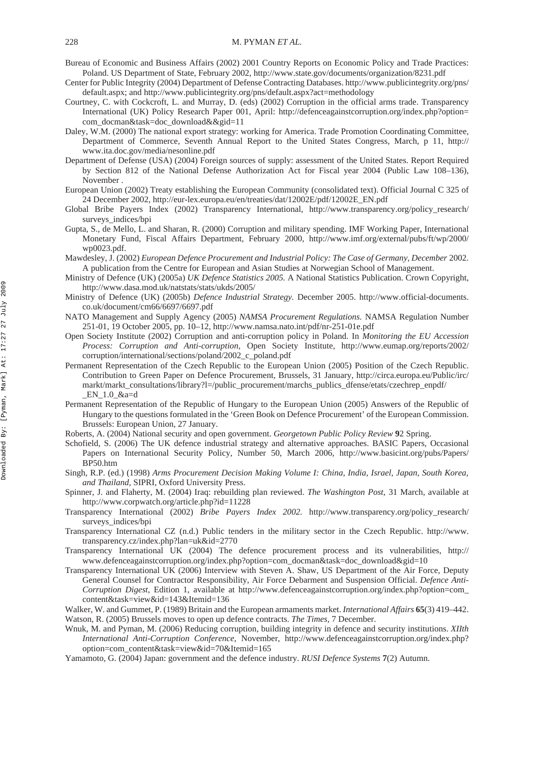Bureau of Economic and Business Affairs (2002) 2001 Country Reports on Economic Policy and Trade Practices: Poland. US Department of State, February 2002, http://www.state.gov/documents/organization/8231.pdf

Center for Public Integrity (2004) Department of Defense Contracting Databases. http://www.publicintegrity.org/pns/default.aspx; and http://www.publicintegrity.org/pns/default.aspx?act=methodology

Courtney, C. with Cockcroft, L. and Murray, D. (eds) (2002) Corruption in the official arms trade. Transparency International (UK) Policy Research Paper 001, April: http://defenceagainstcorruption.org/index.php?option=com_docman&task=doc_download&&gid=11

Daley, W.M. (2000) The national export strategy: working for America. Trade Promotion Coordinating Committee, Department of Commerce, Seventh Annual Report to the United States Congress, March, p 11, http://www.ita.doc.gov/media/nesonline.pdf

Department of Defense (USA) (2004) Foreign sources of supply: assessment of the United States. Report Required by Section 812 of the National Defense Authorization Act for Fiscal year 2004 (Public Law 108–136), November .

European Union (2002) Treaty establishing the European Community (consolidated text). Official Journal C 325 of 24 December 2002, http://eur-lex.europa.eu/en/treaties/dat/12002E/pdf/12002E_EN.pdf

Global Bribe Payers Index (2002) Transparency International, http://www.transparency.org/policy_research/surveys_indices/bpi

Gupta, S., de Mello, L. and Sharan, R. (2000) Corruption and military spending. IMF Working Paper, International Monetary Fund, Fiscal Affairs Department, February 2000, http://www.imf.org/external/pubs/ft/wp/2000/wp0023.pdf.

Mawdesley, J. (2002) *European Defence Procurement and Industrial Policy: The Case of Germany, December* 2002. A publication from the Centre for European and Asian Studies at Norwegian School of Management.

Ministry of Defence (UK) (2005a) *UK Defence Statistics 2005.* A National Statistics Publication. Crown Copyright, http://www.dasa.mod.uk/natstats/stats/ukds/2005/

Ministry of Defence (UK) (2005b) *Defence Industrial Strategy.* December 2005. http://www.official-documents.co.uk/document/cm66/6697/6697.pdf

NATO Management and Supply Agency (2005) *NAMSA Procurement Regulations.* NAMSA Regulation Number 251-01, 19 October 2005, pp. 10–12, http://www.namsa.nato.int/pdf/nr-251-01e.pdf

Open Society Institute (2002) Corruption and anti-corruption policy in Poland. In *Monitoring the EU Accession Process: Corruption and Anti-corruption,* Open Society Institute, http://www.eumap.org/reports/2002/corruption/international/sections/poland/2002_c_poland.pdf

Permanent Representation of the Czech Republic to the European Union (2005) Position of the Czech Republic. Contribution to Green Paper on Defence Procurement, Brussels, 31 January, http://circa.europa.eu/Public/irc/markt/markt_consultations/library?l=/public_procurement/marchs_publics_dfense/etats/czechrep_enpdf/_EN_1.0_&a=d

Permanent Representation of the Republic of Hungary to the European Union (2005) Answers of the Republic of Hungary to the questions formulated in the 'Green Book on Defence Procurement' of the European Commission. Brussels: European Union, 27 January.

Roberts, A. (2004) National security and open government. *Georgetown Public Policy Review* **9**2 Spring.

Schofield, S. (2006) The UK defence industrial strategy and alternative approaches. BASIC Papers, Occasional Papers on International Security Policy, Number 50, March 2006, http://www.basicint.org/pubs/Papers/BP50.htm

Singh, R.P. (ed.) (1998) *Arms Procurement Decision Making Volume I: China, India, Israel, Japan, South Korea, and Thailand,* SIPRI, Oxford University Press.

Spinner, J. and Flaherty, M. (2004) Iraq: rebuilding plan reviewed. *The Washington Post,* 31 March, available at http://www.corpwatch.org/article.php?id=11228

Transparency International (2002) *Bribe Payers Index 2002.* http://www.transparency.org/policy_research/surveys_indices/bpi

Transparency International CZ (n.d.) Public tenders in the military sector in the Czech Republic. http://www.transparency.cz/index.php?lan=uk&id=2770

Transparency International UK (2004) The defence procurement process and its vulnerabilities, http://www.defenceagainstcorruption.org/index.php?option=com_docman&task=doc_download&gid=10

Transparency International UK (2006) Interview with Steven A. Shaw, US Department of the Air Force, Deputy General Counsel for Contractor Responsibility, Air Force Debarment and Suspension Official. *Defence Anti-Corruption Digest,* Edition 1, available at http://www.defenceagainstcorruption.org/index.php?option=com_content&task=view&id=143&Itemid=136

Walker, W. and Gummet, P. (1989) Britain and the European armaments market. *International Affairs* **65**(3) 419–442.

Watson, R. (2005) Brussels moves to open up defence contracts. *The Times,* 7 December.

Wnuk, M. and Pyman, M. (2006) Reducing corruption, building integrity in defence and security institutions. *XIIth International Anti-Corruption Conference,* November, http://www.defenceagainstcorruption.org/index.php?option=com_content&task=view&id=70&Itemid=165

Yamamoto, G. (2004) Japan: government and the defence industry. *RUSI Defence Systems* **7**(2) Autumn.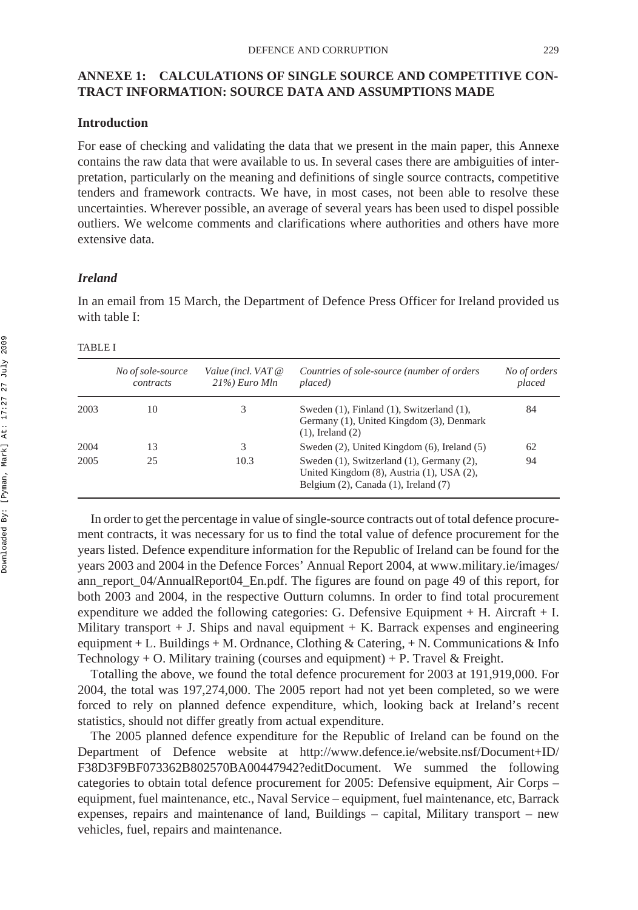## ANNEXE 1: CALCULATIONS OF SINGLE SOURCE AND COMPETITIVE CONTRACT INFORMATION: SOURCE DATA AND ASSUMPTIONS MADE

### Introduction

For ease of checking and validating the data that we present in the main paper, this Annexe contains the raw data that were available to us. In several cases there are ambiguities of interpretation, particularly on the meaning and definitions of single source contracts, competitive tenders and framework contracts. We have, in most cases, not been able to resolve these uncertainties. Wherever possible, an average of several years has been used to dispel possible outliers. We welcome comments and clarifications where authorities and others have more extensive data.

### *Ireland*

In an email from 15 March, the Department of Defence Press Officer for Ireland provided us with table I:

TABLE I

| | *No of sole-source contracts* | *Value (incl. VAT @ 21%) Euro Mln* | *Countries of sole-source (number of orders placed)* | *No of orders placed* |
|---|---|---|---|---|
| 2003 | 10 | 3 | Sweden (1), Finland (1), Switzerland (1), Germany (1), United Kingdom (3), Denmark (1), Ireland (2) | 84 |
| 2004 | 13 | 3 | Sweden (2), United Kingdom (6), Ireland (5) | 62 |
| 2005 | 25 | 10.3 | Sweden (1), Switzerland (1), Germany (2), United Kingdom (8), Austria (1), USA (2), Belgium (2), Canada (1), Ireland (7) | 94 |

In order to get the percentage in value of single-source contracts out of total defence procurement contracts, it was necessary for us to find the total value of defence procurement for the years listed. Defence expenditure information for the Republic of Ireland can be found for the years 2003 and 2004 in the Defence Forces' Annual Report 2004, at www.military.ie/images/ann_report_04/AnnualReport04_En.pdf. The figures are found on page 49 of this report, for both 2003 and 2004, in the respective Outturn columns. In order to find total procurement expenditure we added the following categories: G. Defensive Equipment + H. Aircraft + I. Military transport + J. Ships and naval equipment + K. Barrack expenses and engineering equipment + L. Buildings + M. Ordnance, Clothing & Catering, + N. Communications & Info Technology + O. Military training (courses and equipment) + P. Travel & Freight.

Totalling the above, we found the total defence procurement for 2003 at 191,919,000. For 2004, the total was 197,274,000. The 2005 report had not yet been completed, so we were forced to rely on planned defence expenditure, which, looking back at Ireland's recent statistics, should not differ greatly from actual expenditure.

The 2005 planned defence expenditure for the Republic of Ireland can be found on the Department of Defence website at http://www.defence.ie/website.nsf/Document+ID/F38D3F9BF073362B802570BA00447942?editDocument. We summed the following categories to obtain total defence procurement for 2005: Defensive equipment, Air Corps – equipment, fuel maintenance, etc., Naval Service – equipment, fuel maintenance, etc, Barrack expenses, repairs and maintenance of land, Buildings – capital, Military transport – new vehicles, fuel, repairs and maintenance.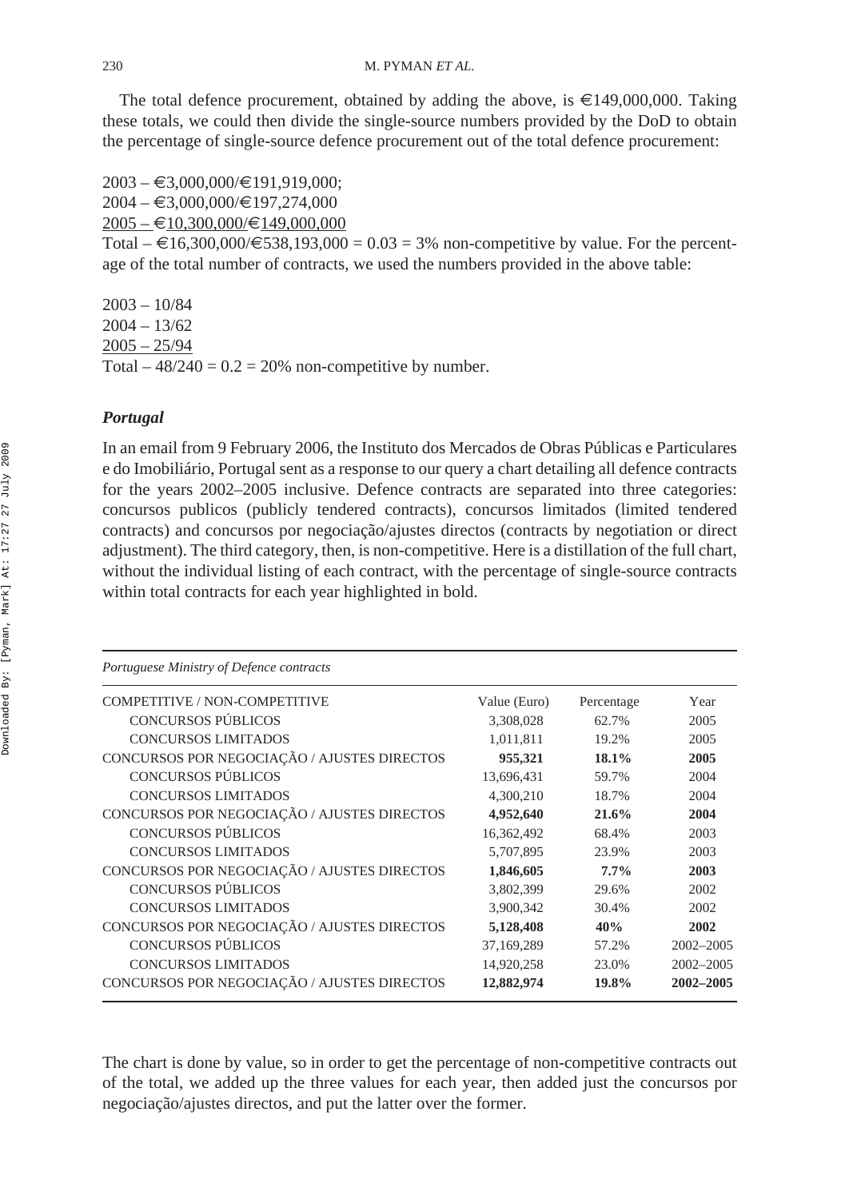The total defence procurement, obtained by adding the above, is €149,000,000. Taking these totals, we could then divide the single-source numbers provided by the DoD to obtain the percentage of single-source defence procurement out of the total defence procurement:

2003 – €3,000,000/€191,919,000;
2004 – €3,000,000/€197,274,000
2005 – €10,300,000/€149,000,000
Total – €16,300,000/€538,193,000 = 0.03 = 3% non-competitive by value. For the percentage of the total number of contracts, we used the numbers provided in the above table:

2003 – 10/84
2004 – 13/62
2005 – 25/94
Total – 48/240 = 0.2 = 20% non-competitive by number.

### *Portugal*

In an email from 9 February 2006, the Instituto dos Mercados de Obras Públicas e Particulares e do Imobiliário, Portugal sent as a response to our query a chart detailing all defence contracts for the years 2002–2005 inclusive. Defence contracts are separated into three categories: concursos publicos (publicly tendered contracts), concursos limitados (limited tendered contracts) and concursos por negociação/ajustes directos (contracts by negotiation or direct adjustment). The third category, then, is non-competitive. Here is a distillation of the full chart, without the individual listing of each contract, with the percentage of single-source contracts within total contracts for each year highlighted in bold.

*Portuguese Ministry of Defence contracts*

| COMPETITIVE / NON-COMPETITIVE | Value (Euro) | Percentage | Year |
|---|---|---|---|
| CONCURSOS PÚBLICOS | 3,308,028 | 62.7% | 2005 |
| CONCURSOS LIMITADOS | 1,011,811 | 19.2% | 2005 |
| CONCURSOS POR NEGOCIAÇÃO / AJUSTES DIRECTOS | **955,321** | **18.1%** | **2005** |
| CONCURSOS PÚBLICOS | 13,696,431 | 59.7% | 2004 |
| CONCURSOS LIMITADOS | 4,300,210 | 18.7% | 2004 |
| CONCURSOS POR NEGOCIAÇÃO / AJUSTES DIRECTOS | **4,952,640** | **21.6%** | **2004** |
| CONCURSOS PÚBLICOS | 16,362,492 | 68.4% | 2003 |
| CONCURSOS LIMITADOS | 5,707,895 | 23.9% | 2003 |
| CONCURSOS POR NEGOCIAÇÃO / AJUSTES DIRECTOS | **1,846,605** | **7.7%** | **2003** |
| CONCURSOS PÚBLICOS | 3,802,399 | 29.6% | 2002 |
| CONCURSOS LIMITADOS | 3,900,342 | 30.4% | 2002 |
| CONCURSOS POR NEGOCIAÇÃO / AJUSTES DIRECTOS | **5,128,408** | **40%** | **2002** |
| CONCURSOS PÚBLICOS | 37,169,289 | 57.2% | 2002–2005 |
| CONCURSOS LIMITADOS | 14,920,258 | 23.0% | 2002–2005 |
| CONCURSOS POR NEGOCIAÇÃO / AJUSTES DIRECTOS | **12,882,974** | **19.8%** | **2002–2005** |

The chart is done by value, so in order to get the percentage of non-competitive contracts out of the total, we added up the three values for each year, then added just the concursos por negociação/ajustes directos, and put the latter over the former.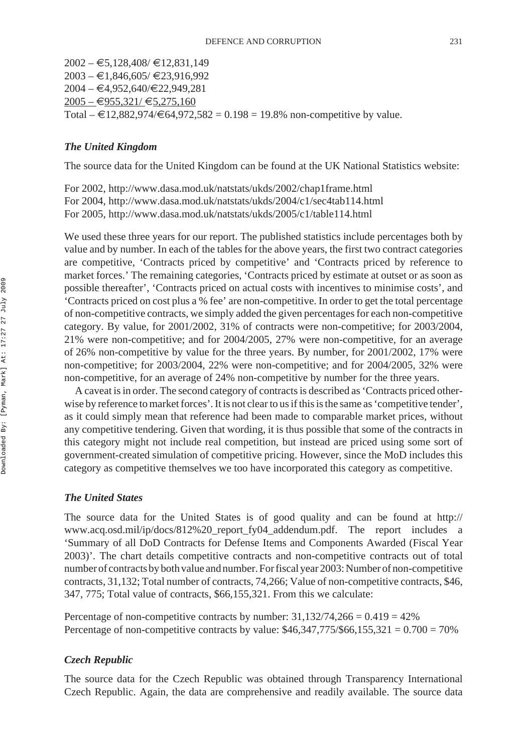2002 – €5,128,408/ €12,831,149
2003 – €1,846,605/ €23,916,992
2004 – €4,952,640/€22,949,281
<u>2005 – €955,321/ €5,275,160</u>
Total – €12,882,974/€64,972,582 = 0.198 = 19.8% non-competitive by value.

### *The United Kingdom*

The source data for the United Kingdom can be found at the UK National Statistics website:

For 2002, http://www.dasa.mod.uk/natstats/ukds/2002/chap1frame.html
For 2004, http://www.dasa.mod.uk/natstats/ukds/2004/c1/sec4tab114.html
For 2005, http://www.dasa.mod.uk/natstats/ukds/2005/c1/table114.html

We used these three years for our report. The published statistics include percentages both by value and by number. In each of the tables for the above years, the first two contract categories are competitive, 'Contracts priced by competitive' and 'Contracts priced by reference to market forces.' The remaining categories, 'Contracts priced by estimate at outset or as soon as possible thereafter', 'Contracts priced on actual costs with incentives to minimise costs', and 'Contracts priced on cost plus a % fee' are non-competitive. In order to get the total percentage of non-competitive contracts, we simply added the given percentages for each non-competitive category. By value, for 2001/2002, 31% of contracts were non-competitive; for 2003/2004, 21% were non-competitive; and for 2004/2005, 27% were non-competitive, for an average of 26% non-competitive by value for the three years. By number, for 2001/2002, 17% were non-competitive; for 2003/2004, 22% were non-competitive; and for 2004/2005, 32% were non-competitive, for an average of 24% non-competitive by number for the three years.

A caveat is in order. The second category of contracts is described as 'Contracts priced otherwise by reference to market forces'. It is not clear to us if this is the same as 'competitive tender', as it could simply mean that reference had been made to comparable market prices, without any competitive tendering. Given that wording, it is thus possible that some of the contracts in this category might not include real competition, but instead are priced using some sort of government-created simulation of competitive pricing. However, since the MoD includes this category as competitive themselves we too have incorporated this category as competitive.

### *The United States*

The source data for the United States is of good quality and can be found at http://www.acq.osd.mil/ip/docs/812%20_report_fy04_addendum.pdf. The report includes a 'Summary of all DoD Contracts for Defense Items and Components Awarded (Fiscal Year 2003)'. The chart details competitive contracts and non-competitive contracts out of total number of contracts by both value and number. For fiscal year 2003: Number of non-competitive contracts, 31,132; Total number of contracts, 74,266; Value of non-competitive contracts, $46, 347, 775; Total value of contracts, $66,155,321. From this we calculate:

Percentage of non-competitive contracts by number: 31,132/74,266 = 0.419 = 42%
Percentage of non-competitive contracts by value: $46,347,775/$66,155,321 = 0.700 = 70%

### *Czech Republic*

The source data for the Czech Republic was obtained through Transparency International Czech Republic. Again, the data are comprehensive and readily available. The source data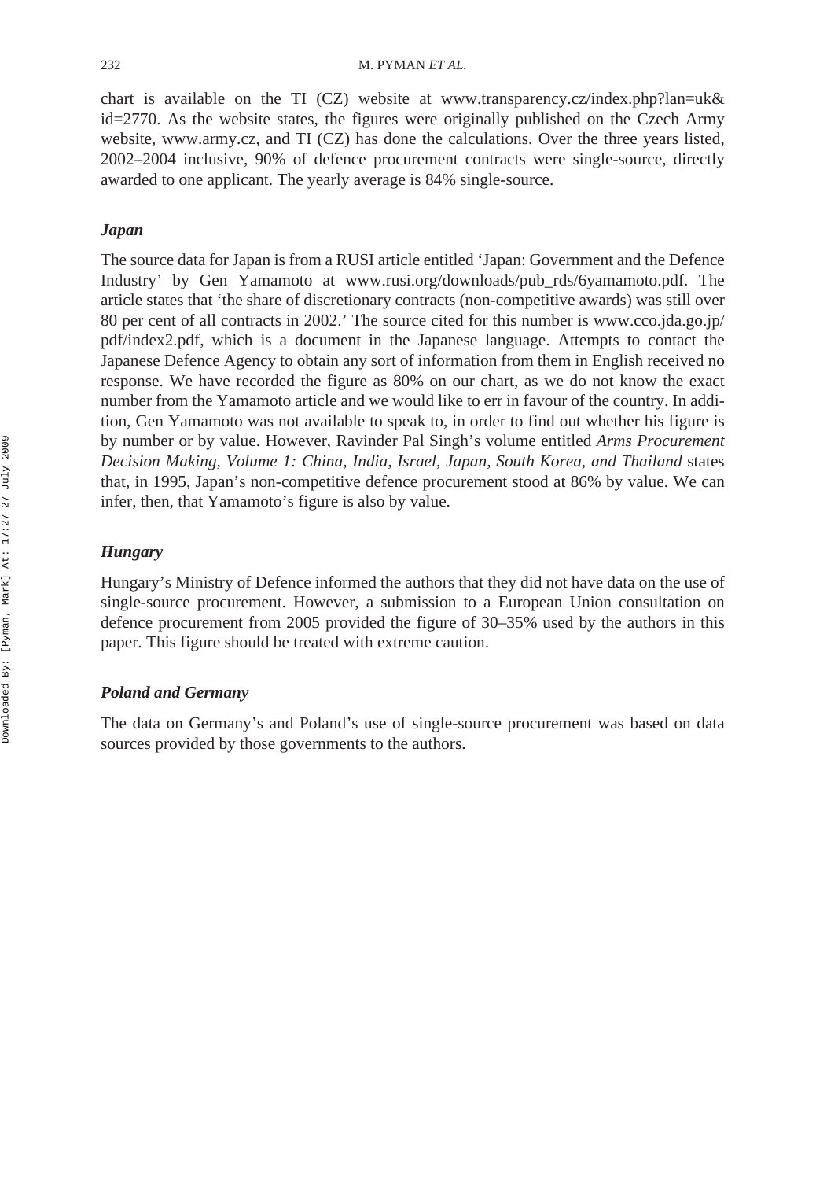chart is available on the TI (CZ) website at www.transparency.cz/index.php?lan=uk& id=2770. As the website states, the figures were originally published on the Czech Army website, www.army.cz, and TI (CZ) has done the calculations. Over the three years listed, 2002–2004 inclusive, 90% of defence procurement contracts were single-source, directly awarded to one applicant. The yearly average is 84% single-source.

### *Japan*

The source data for Japan is from a RUSI article entitled 'Japan: Government and the Defence Industry' by Gen Yamamoto at www.rusi.org/downloads/pub_rds/6yamamoto.pdf. The article states that 'the share of discretionary contracts (non-competitive awards) was still over 80 per cent of all contracts in 2002.' The source cited for this number is www.cco.jda.go.jp/pdf/index2.pdf, which is a document in the Japanese language. Attempts to contact the Japanese Defence Agency to obtain any sort of information from them in English received no response. We have recorded the figure as 80% on our chart, as we do not know the exact number from the Yamamoto article and we would like to err in favour of the country. In addition, Gen Yamamoto was not available to speak to, in order to find out whether his figure is by number or by value. However, Ravinder Pal Singh's volume entitled *Arms Procurement Decision Making, Volume 1: China, India, Israel, Japan, South Korea, and Thailand* states that, in 1995, Japan's non-competitive defence procurement stood at 86% by value. We can infer, then, that Yamamoto's figure is also by value.

### *Hungary*

Hungary's Ministry of Defence informed the authors that they did not have data on the use of single-source procurement. However, a submission to a European Union consultation on defence procurement from 2005 provided the figure of 30–35% used by the authors in this paper. This figure should be treated with extreme caution.

### *Poland and Germany*

The data on Germany's and Poland's use of single-source procurement was based on data sources provided by those governments to the authors.